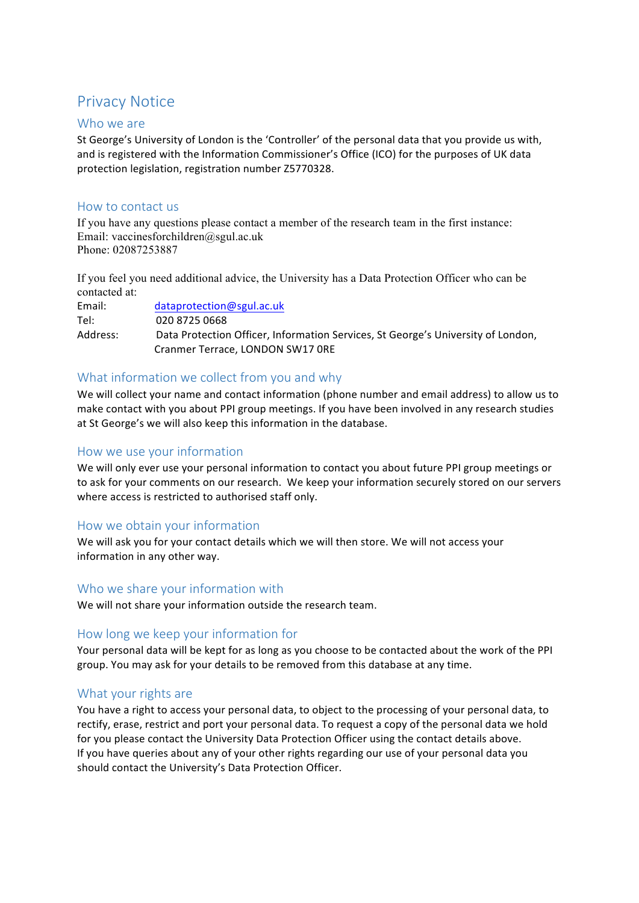# Privacy Notice

## Who we are

St George's University of London is the 'Controller' of the personal data that you provide us with, and is registered with the Information Commissioner's Office (ICO) for the purposes of UK data protection legislation, registration number Z5770328.

## How to contact us

If you have any questions please contact a member of the research team in the first instance:
Email: vaccinesforchildren@sgul.ac.uk
Phone: 02087253887

If you feel you need additional advice, the University has a Data Protection Officer who can be contacted at:

Email: dataprotection@sgul.ac.uk
Tel: 020 8725 0668
Address: Data Protection Officer, Information Services, St George's University of London, Cranmer Terrace, LONDON SW17 0RE

## What information we collect from you and why

We will collect your name and contact information (phone number and email address) to allow us to make contact with you about PPI group meetings. If you have been involved in any research studies at St George's we will also keep this information in the database.

## How we use your information

We will only ever use your personal information to contact you about future PPI group meetings or to ask for your comments on our research. We keep your information securely stored on our servers where access is restricted to authorised staff only.

## How we obtain your information

We will ask you for your contact details which we will then store. We will not access your information in any other way.

## Who we share your information with

We will not share your information outside the research team.

## How long we keep your information for

Your personal data will be kept for as long as you choose to be contacted about the work of the PPI group. You may ask for your details to be removed from this database at any time.

## What your rights are

You have a right to access your personal data, to object to the processing of your personal data, to rectify, erase, restrict and port your personal data. To request a copy of the personal data we hold for you please contact the University Data Protection Officer using the contact details above.
If you have queries about any of your other rights regarding our use of your personal data you should contact the University's Data Protection Officer.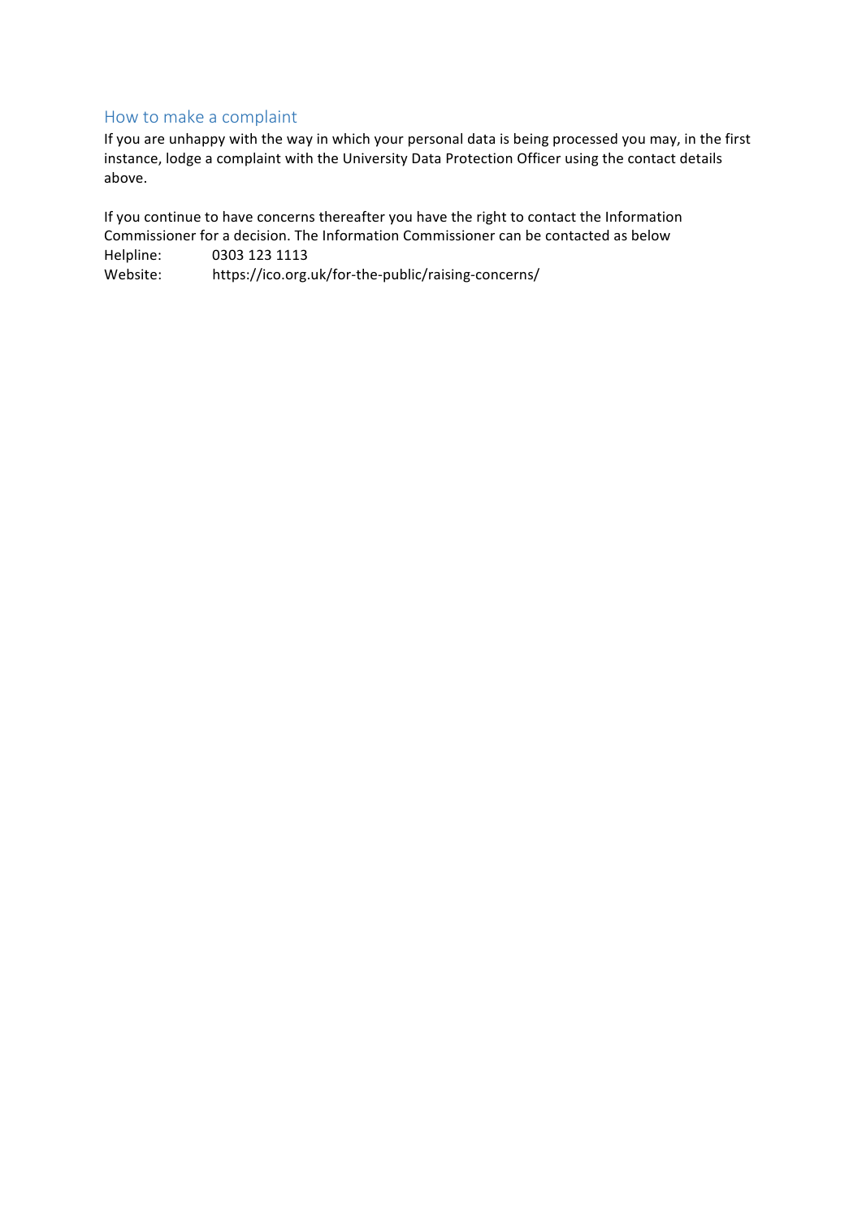## How to make a complaint

If you are unhappy with the way in which your personal data is being processed you may, in the first instance, lodge a complaint with the University Data Protection Officer using the contact details above.

If you continue to have concerns thereafter you have the right to contact the Information Commissioner for a decision. The Information Commissioner can be contacted as below

Helpline: 0303 123 1113

Website: https://ico.org.uk/for-the-public/raising-concerns/